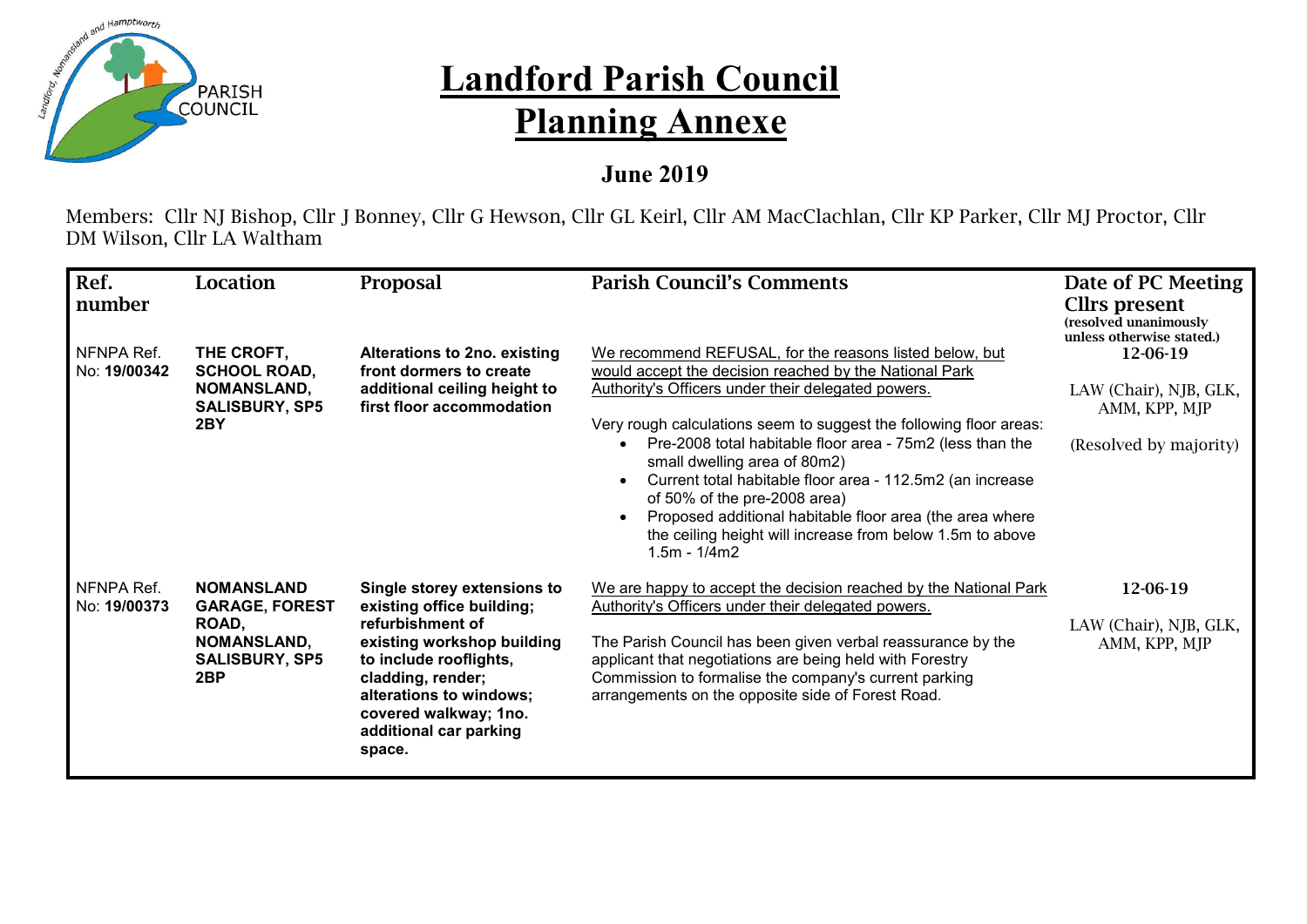# Landford Parish Council

# Planning Annexe

## June 2019

Members: Cllr NJ Bishop, Cllr J Bonney, Cllr G Hewson, Cllr GL Keirl, Cllr AM MacClachlan, Cllr KP Parker, Cllr MJ Proctor, Cllr DM Wilson, Cllr LA Waltham

| Ref. number | Location | Proposal | Parish Council's Comments | Date of PC Meeting Cllrs present (resolved unanimously unless otherwise stated.) |
|---|---|---|---|---|
| NFNPA Ref. No: **19/00342** | **THE CROFT, SCHOOL ROAD, NOMANSLAND, SALISBURY, SP5 2BY** | **Alterations to 2no. existing front dormers to create additional ceiling height to first floor accommodation** | We recommend REFUSAL, for the reasons listed below, but would accept the decision reached by the National Park Authority's Officers under their delegated powers.<br><br>Very rough calculations seem to suggest the following floor areas:<br>• Pre-2008 total habitable floor area - 75m2 (less than the small dwelling area of 80m2)<br>• Current total habitable floor area - 112.5m2 (an increase of 50% of the pre-2008 area)<br>• Proposed additional habitable floor area (the area where the ceiling height will increase from below 1.5m to above 1.5m - 1/4m2 | 12-06-19<br><br>LAW (Chair), NJB, GLK, AMM, KPP, MJP<br><br>(Resolved by majority) |
| NFNPA Ref. No: **19/00373** | **NOMANSLAND GARAGE, FOREST ROAD, NOMANSLAND, SALISBURY, SP5 2BP** | **Single storey extensions to existing office building; refurbishment of existing workshop building to include rooflights, cladding, render; alterations to windows; covered walkway; 1no. additional car parking space.** | We are happy to accept the decision reached by the National Park Authority's Officers under their delegated powers.<br><br>The Parish Council has been given verbal reassurance by the applicant that negotiations are being held with Forestry Commission to formalise the company's current parking arrangements on the opposite side of Forest Road. | 12-06-19<br><br>LAW (Chair), NJB, GLK, AMM, KPP, MJP |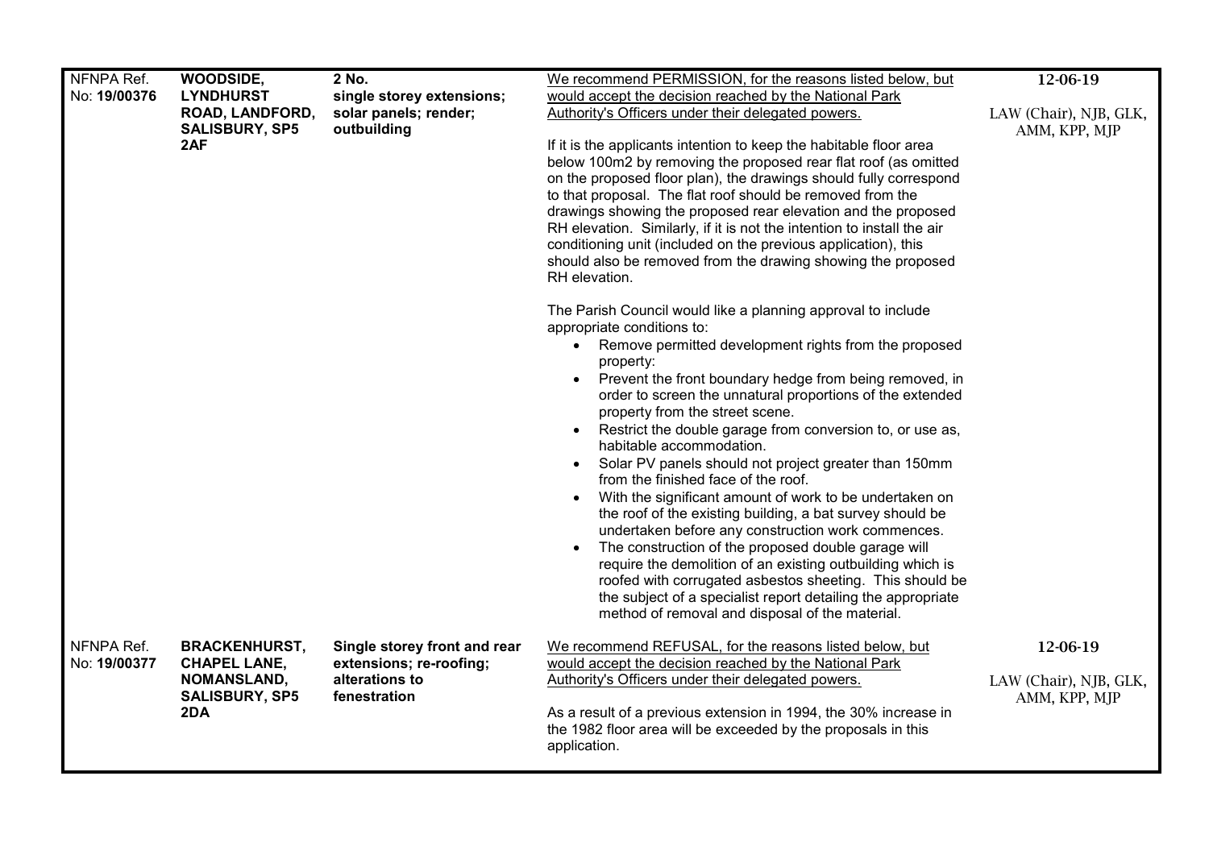| | | | | |
|---|---|---|---|---|
| NFNPA Ref. No: **19/00376** | **WOODSIDE, LYNDHURST ROAD, LANDFORD, SALISBURY, SP5 2AF** | **2 No. single storey extensions; solar panels; render; outbuilding** | We recommend PERMISSION, for the reasons listed below, but would accept the decision reached by the National Park Authority's Officers under their delegated powers.<br><br>If it is the applicants intention to keep the habitable floor area below 100m2 by removing the proposed rear flat roof (as omitted on the proposed floor plan), the drawings should fully correspond to that proposal. The flat roof should be removed from the drawings showing the proposed rear elevation and the proposed RH elevation. Similarly, if it is not the intention to install the air conditioning unit (included on the previous application), this should also be removed from the drawing showing the proposed RH elevation.<br><br>The Parish Council would like a planning approval to include appropriate conditions to:<br>• Remove permitted development rights from the proposed property:<br>• Prevent the front boundary hedge from being removed, in order to screen the unnatural proportions of the extended property from the street scene.<br>• Restrict the double garage from conversion to, or use as, habitable accommodation.<br>• Solar PV panels should not project greater than 150mm from the finished face of the roof.<br>• With the significant amount of work to be undertaken on the roof of the existing building, a bat survey should be undertaken before any construction work commences.<br>• The construction of the proposed double garage will require the demolition of an existing outbuilding which is roofed with corrugated asbestos sheeting. This should be the subject of a specialist report detailing the appropriate method of removal and disposal of the material. | 12-06-19<br><br>LAW (Chair), NJB, GLK, AMM, KPP, MJP |
| NFNPA Ref. No: **19/00377** | **BRACKENHURST, CHAPEL LANE, NOMANSLAND, SALISBURY, SP5 2DA** | **Single storey front and rear extensions; re-roofing; alterations to fenestration** | We recommend REFUSAL, for the reasons listed below, but would accept the decision reached by the National Park Authority's Officers under their delegated powers.<br><br>As a result of a previous extension in 1994, the 30% increase in the 1982 floor area will be exceeded by the proposals in this application. | 12-06-19<br><br>LAW (Chair), NJB, GLK, AMM, KPP, MJP |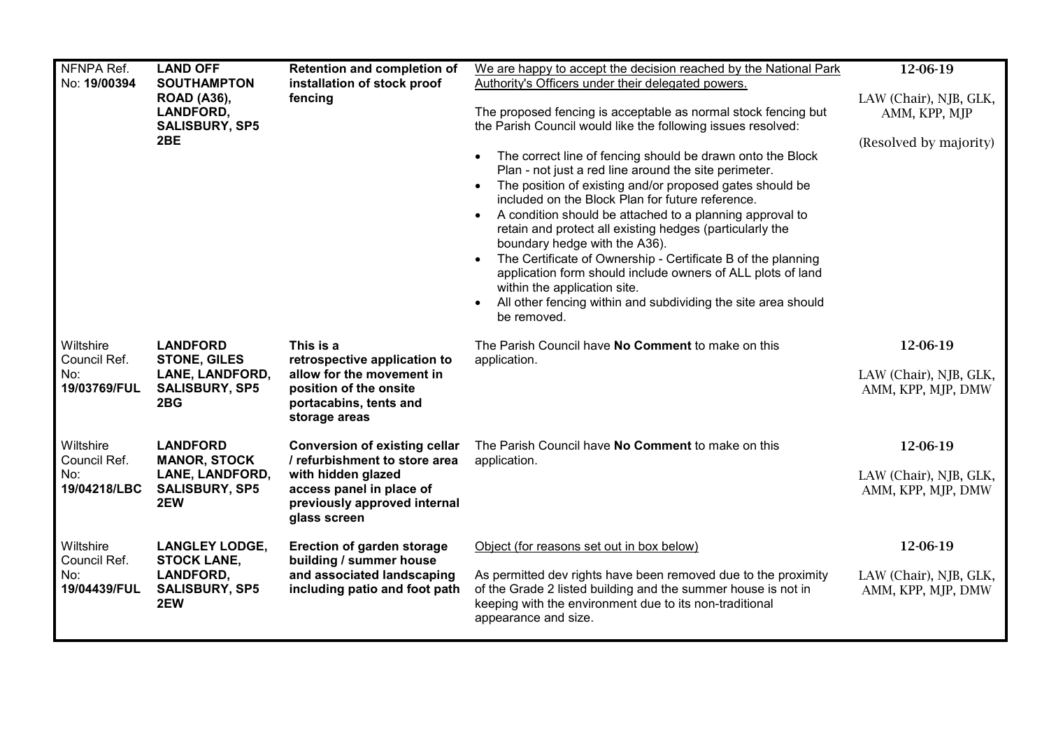| | | | | |
|---|---|---|---|---|
| NFNPA Ref. No: **19/00394** | **LAND OFF SOUTHAMPTON ROAD (A36), LANDFORD, SALISBURY, SP5 2BE** | **Retention and completion of installation of stock proof fencing** | We are happy to accept the decision reached by the National Park Authority's Officers under their delegated powers.<br><br>The proposed fencing is acceptable as normal stock fencing but the Parish Council would like the following issues resolved:<br><br>• The correct line of fencing should be drawn onto the Block Plan - not just a red line around the site perimeter.<br>• The position of existing and/or proposed gates should be included on the Block Plan for future reference.<br>• A condition should be attached to a planning approval to retain and protect all existing hedges (particularly the boundary hedge with the A36).<br>• The Certificate of Ownership - Certificate B of the planning application form should include owners of ALL plots of land within the application site.<br>• All other fencing within and subdividing the site area should be removed. | 12-06-19<br><br>LAW (Chair), NJB, GLK, AMM, KPP, MJP<br><br>(Resolved by majority) |
| Wiltshire Council Ref. No: **19/03769/FUL** | **LANDFORD STONE, GILES LANE, LANDFORD, SALISBURY, SP5 2BG** | **This is a retrospective application to allow for the movement in position of the onsite portacabins, tents and storage areas** | The Parish Council have **No Comment** to make on this application. | 12-06-19<br><br>LAW (Chair), NJB, GLK, AMM, KPP, MJP, DMW |
| Wiltshire Council Ref. No: **19/04218/LBC** | **LANDFORD MANOR, STOCK LANE, LANDFORD, SALISBURY, SP5 2EW** | **Conversion of existing cellar / refurbishment to store area with hidden glazed access panel in place of previously approved internal glass screen** | The Parish Council have **No Comment** to make on this application. | 12-06-19<br><br>LAW (Chair), NJB, GLK, AMM, KPP, MJP, DMW |
| Wiltshire Council Ref. No: **19/04439/FUL** | **LANGLEY LODGE, STOCK LANE, LANDFORD, SALISBURY, SP5 2EW** | **Erection of garden storage building / summer house and associated landscaping including patio and foot path** | Object (for reasons set out in box below)<br><br>As permitted dev rights have been removed due to the proximity of the Grade 2 listed building and the summer house is not in keeping with the environment due to its non-traditional appearance and size. | 12-06-19<br><br>LAW (Chair), NJB, GLK, AMM, KPP, MJP, DMW |